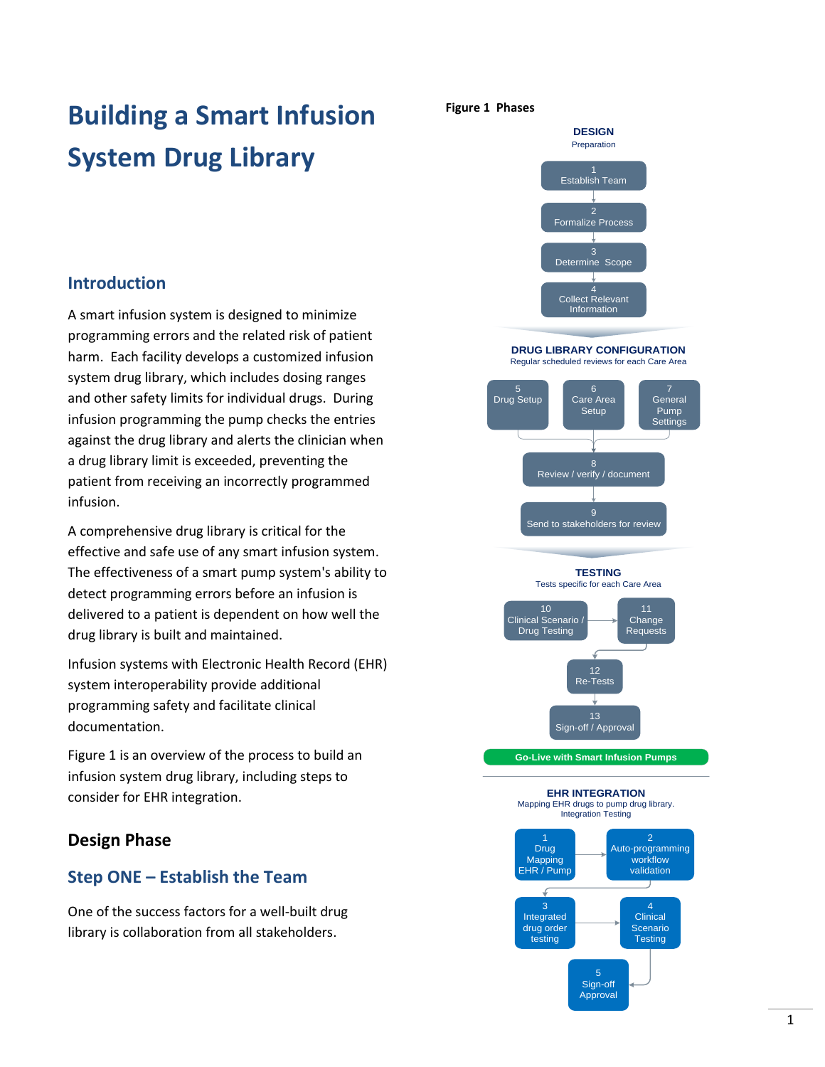# Building a Smart Infusion System Drug Library

## Introduction

A smart infusion system is designed to minimize programming errors and the related risk of patient harm. Each facility develops a customized infusion system drug library, which includes dosing ranges and other safety limits for individual drugs. During infusion programming the pump checks the entries against the drug library and alerts the clinician when a drug library limit is exceeded, preventing the patient from receiving an incorrectly programmed infusion.

A comprehensive drug library is critical for the effective and safe use of any smart infusion system. The effectiveness of a smart pump system's ability to detect programming errors before an infusion is delivered to a patient is dependent on how well the drug library is built and maintained.

Infusion systems with Electronic Health Record (EHR) system interoperability provide additional programming safety and facilitate clinical documentation.

Figure 1 is an overview of the process to build an infusion system drug library, including steps to consider for EHR integration.

## Design Phase

### Step ONE – Establish the Team

One of the success factors for a well-built drug library is collaboration from all stakeholders.

**Figure 1 Phases**

**DESIGN**
Preparation

1. Establish Team
2. Formalize Process
3. Determine Scope
4. Collect Relevant Information

**DRUG LIBRARY CONFIGURATION**
Regular scheduled reviews for each Care Area

5. Drug Setup
6. Care Area Setup
7. General Pump Settings
8. Review / verify / document
9. Send to stakeholders for review

**TESTING**
Tests specific for each Care Area

10. Clinical Scenario / Drug Testing
11. Change Requests
12. Re-Tests
13. Sign-off / Approval

**Go-Live with Smart Infusion Pumps**

**EHR INTEGRATION**
Mapping EHR drugs to pump drug library.
Integration Testing

1. Drug Mapping EHR / Pump
2. Auto-programming workflow validation
3. Integrated drug order testing
4. Clinical Scenario Testing
5. Sign-off Approval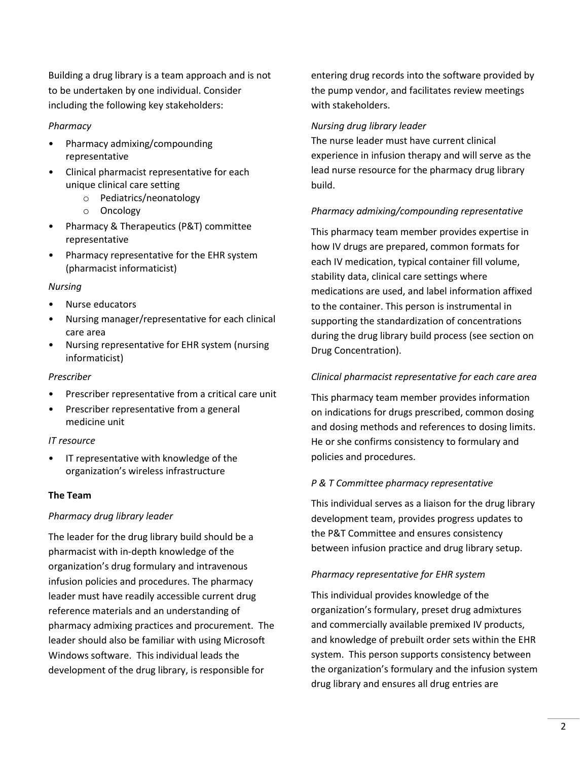Building a drug library is a team approach and is not to be undertaken by one individual. Consider including the following key stakeholders:

*Pharmacy*

- Pharmacy admixing/compounding representative
- Clinical pharmacist representative for each unique clinical care setting
  - Pediatrics/neonatology
  - Oncology
- Pharmacy & Therapeutics (P&T) committee representative
- Pharmacy representative for the EHR system (pharmacist informaticist)

*Nursing*

- Nurse educators
- Nursing manager/representative for each clinical care area
- Nursing representative for EHR system (nursing informaticist)

*Prescriber*

- Prescriber representative from a critical care unit
- Prescriber representative from a general medicine unit

*IT resource*

- IT representative with knowledge of the organization's wireless infrastructure

**The Team**

*Pharmacy drug library leader*

The leader for the drug library build should be a pharmacist with in-depth knowledge of the organization's drug formulary and intravenous infusion policies and procedures. The pharmacy leader must have readily accessible current drug reference materials and an understanding of pharmacy admixing practices and procurement. The leader should also be familiar with using Microsoft Windows software. This individual leads the development of the drug library, is responsible for entering drug records into the software provided by the pump vendor, and facilitates review meetings with stakeholders.

*Nursing drug library leader*

The nurse leader must have current clinical experience in infusion therapy and will serve as the lead nurse resource for the pharmacy drug library build.

*Pharmacy admixing/compounding representative*

This pharmacy team member provides expertise in how IV drugs are prepared, common formats for each IV medication, typical container fill volume, stability data, clinical care settings where medications are used, and label information affixed to the container. This person is instrumental in supporting the standardization of concentrations during the drug library build process (see section on Drug Concentration).

*Clinical pharmacist representative for each care area*

This pharmacy team member provides information on indications for drugs prescribed, common dosing and dosing methods and references to dosing limits. He or she confirms consistency to formulary and policies and procedures.

*P & T Committee pharmacy representative*

This individual serves as a liaison for the drug library development team, provides progress updates to the P&T Committee and ensures consistency between infusion practice and drug library setup.

*Pharmacy representative for EHR system*

This individual provides knowledge of the organization's formulary, preset drug admixtures and commercially available premixed IV products, and knowledge of prebuilt order sets within the EHR system. This person supports consistency between the organization's formulary and the infusion system drug library and ensures all drug entries are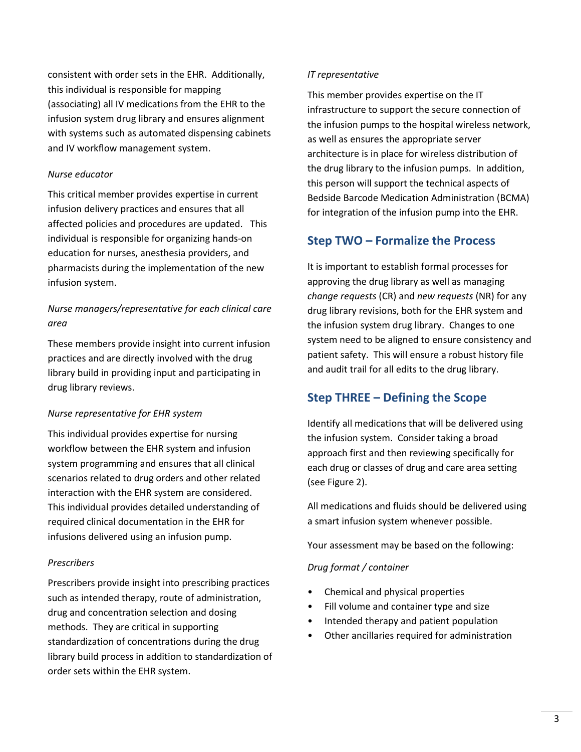consistent with order sets in the EHR. Additionally, this individual is responsible for mapping (associating) all IV medications from the EHR to the infusion system drug library and ensures alignment with systems such as automated dispensing cabinets and IV workflow management system.

*Nurse educator*

This critical member provides expertise in current infusion delivery practices and ensures that all affected policies and procedures are updated. This individual is responsible for organizing hands-on education for nurses, anesthesia providers, and pharmacists during the implementation of the new infusion system.

*Nurse managers/representative for each clinical care area*

These members provide insight into current infusion practices and are directly involved with the drug library build in providing input and participating in drug library reviews.

*Nurse representative for EHR system*

This individual provides expertise for nursing workflow between the EHR system and infusion system programming and ensures that all clinical scenarios related to drug orders and other related interaction with the EHR system are considered. This individual provides detailed understanding of required clinical documentation in the EHR for infusions delivered using an infusion pump.

*Prescribers*

Prescribers provide insight into prescribing practices such as intended therapy, route of administration, drug and concentration selection and dosing methods. They are critical in supporting standardization of concentrations during the drug library build process in addition to standardization of order sets within the EHR system.

*IT representative*

This member provides expertise on the IT infrastructure to support the secure connection of the infusion pumps to the hospital wireless network, as well as ensures the appropriate server architecture is in place for wireless distribution of the drug library to the infusion pumps. In addition, this person will support the technical aspects of Bedside Barcode Medication Administration (BCMA) for integration of the infusion pump into the EHR.

## Step TWO – Formalize the Process

It is important to establish formal processes for approving the drug library as well as managing *change requests* (CR) and *new requests* (NR) for any drug library revisions, both for the EHR system and the infusion system drug library. Changes to one system need to be aligned to ensure consistency and patient safety. This will ensure a robust history file and audit trail for all edits to the drug library.

## Step THREE – Defining the Scope

Identify all medications that will be delivered using the infusion system. Consider taking a broad approach first and then reviewing specifically for each drug or classes of drug and care area setting (see Figure 2).

All medications and fluids should be delivered using a smart infusion system whenever possible.

Your assessment may be based on the following:

*Drug format / container*

- Chemical and physical properties
- Fill volume and container type and size
- Intended therapy and patient population
- Other ancillaries required for administration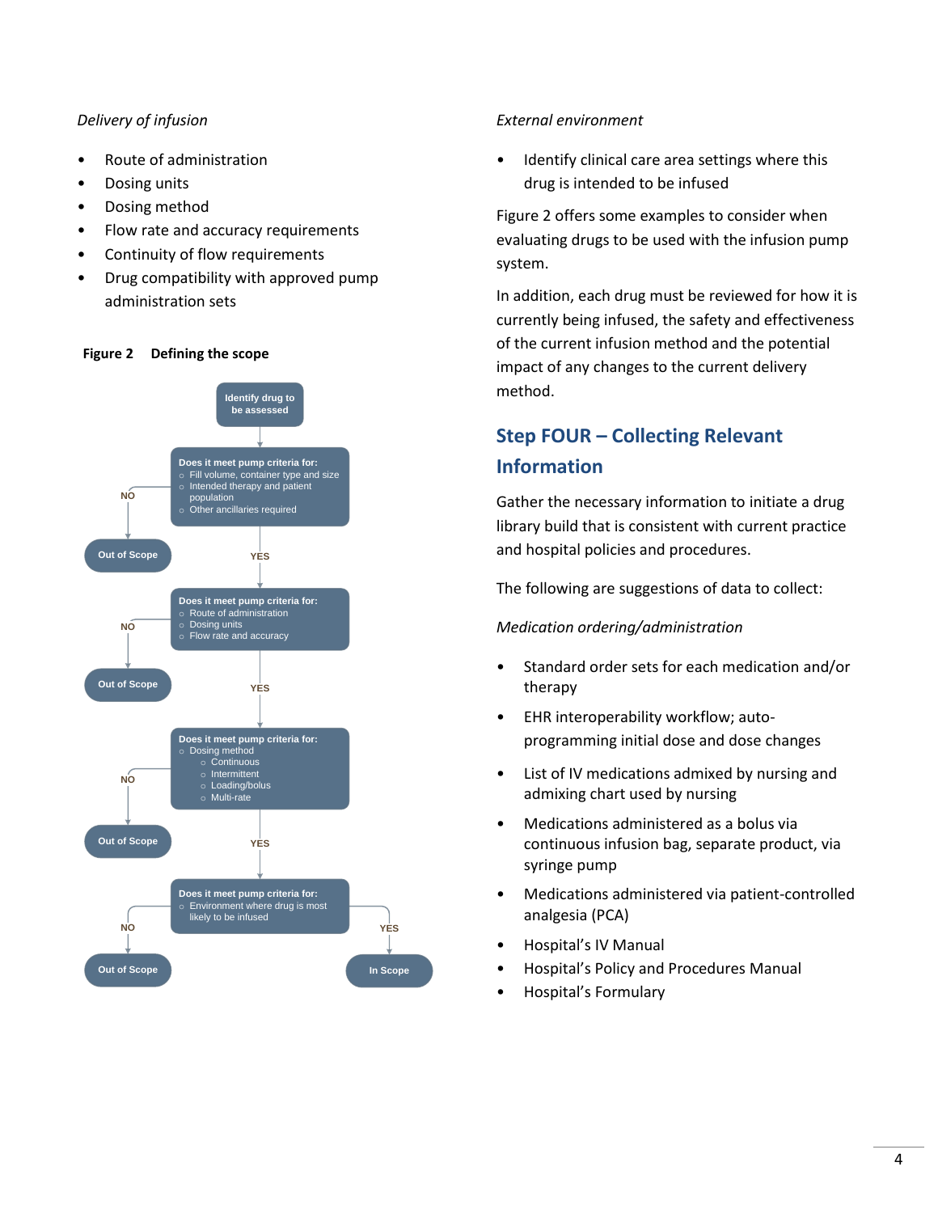*Delivery of infusion*

- Route of administration
- Dosing units
- Dosing method
- Flow rate and accuracy requirements
- Continuity of flow requirements
- Drug compatibility with approved pump administration sets

**Figure 2 Defining the scope**

**Identify drug to be assessed**

**Does it meet pump criteria for:**
- Fill volume, container type and size
- Intended therapy and patient population
- Other ancillaries required

NO → Out of Scope
YES ↓

**Does it meet pump criteria for:**
- Route of administration
- Dosing units
- Flow rate and accuracy

NO → Out of Scope
YES ↓

**Does it meet pump criteria for:**
- Dosing method
  - Continuous
  - Intermittent
  - Loading/bolus
  - Multi-rate

NO → Out of Scope
YES ↓

**Does it meet pump criteria for:**
- Environment where drug is most likely to be infused

NO → Out of Scope
YES → In Scope

*External environment*

- Identify clinical care area settings where this drug is intended to be infused

Figure 2 offers some examples to consider when evaluating drugs to be used with the infusion pump system.

In addition, each drug must be reviewed for how it is currently being infused, the safety and effectiveness of the current infusion method and the potential impact of any changes to the current delivery method.

## Step FOUR – Collecting Relevant Information

Gather the necessary information to initiate a drug library build that is consistent with current practice and hospital policies and procedures.

The following are suggestions of data to collect:

*Medication ordering/administration*

- Standard order sets for each medication and/or therapy
- EHR interoperability workflow; auto-programming initial dose and dose changes
- List of IV medications admixed by nursing and admixing chart used by nursing
- Medications administered as a bolus via continuous infusion bag, separate product, via syringe pump
- Medications administered via patient-controlled analgesia (PCA)
- Hospital's IV Manual
- Hospital's Policy and Procedures Manual
- Hospital's Formulary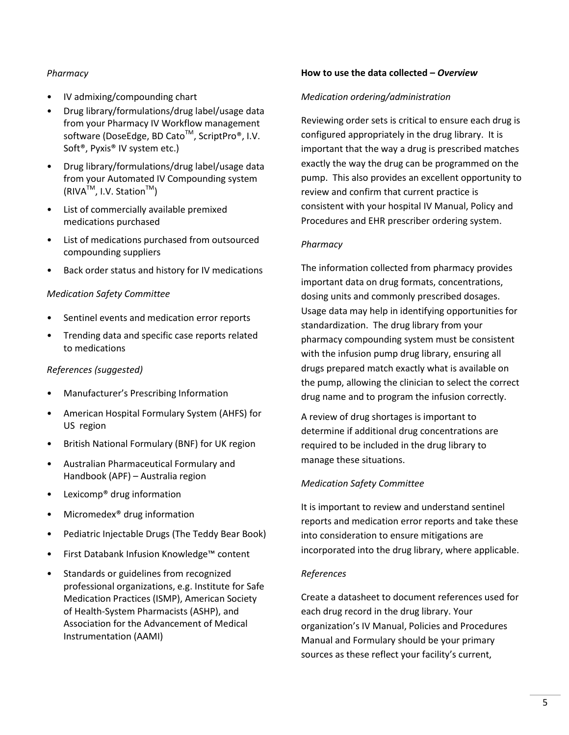*Pharmacy*

- IV admixing/compounding chart
- Drug library/formulations/drug label/usage data from your Pharmacy IV Workflow management software (DoseEdge, BD Cato™, ScriptPro®, I.V. Soft®, Pyxis® IV system etc.)
- Drug library/formulations/drug label/usage data from your Automated IV Compounding system (RIVA™, I.V. Station™)
- List of commercially available premixed medications purchased
- List of medications purchased from outsourced compounding suppliers
- Back order status and history for IV medications

*Medication Safety Committee*

- Sentinel events and medication error reports
- Trending data and specific case reports related to medications

*References (suggested)*

- Manufacturer's Prescribing Information
- American Hospital Formulary System (AHFS) for US region
- British National Formulary (BNF) for UK region
- Australian Pharmaceutical Formulary and Handbook (APF) – Australia region
- Lexicomp® drug information
- Micromedex® drug information
- Pediatric Injectable Drugs (The Teddy Bear Book)
- First Databank Infusion Knowledge™ content
- Standards or guidelines from recognized professional organizations, e.g. Institute for Safe Medication Practices (ISMP), American Society of Health-System Pharmacists (ASHP), and Association for the Advancement of Medical Instrumentation (AAMI)

**How to use the data collected – *Overview***

*Medication ordering/administration*

Reviewing order sets is critical to ensure each drug is configured appropriately in the drug library. It is important that the way a drug is prescribed matches exactly the way the drug can be programmed on the pump. This also provides an excellent opportunity to review and confirm that current practice is consistent with your hospital IV Manual, Policy and Procedures and EHR prescriber ordering system.

*Pharmacy*

The information collected from pharmacy provides important data on drug formats, concentrations, dosing units and commonly prescribed dosages. Usage data may help in identifying opportunities for standardization. The drug library from your pharmacy compounding system must be consistent with the infusion pump drug library, ensuring all drugs prepared match exactly what is available on the pump, allowing the clinician to select the correct drug name and to program the infusion correctly.

A review of drug shortages is important to determine if additional drug concentrations are required to be included in the drug library to manage these situations.

*Medication Safety Committee*

It is important to review and understand sentinel reports and medication error reports and take these into consideration to ensure mitigations are incorporated into the drug library, where applicable.

*References*

Create a datasheet to document references used for each drug record in the drug library. Your organization's IV Manual, Policies and Procedures Manual and Formulary should be your primary sources as these reflect your facility's current,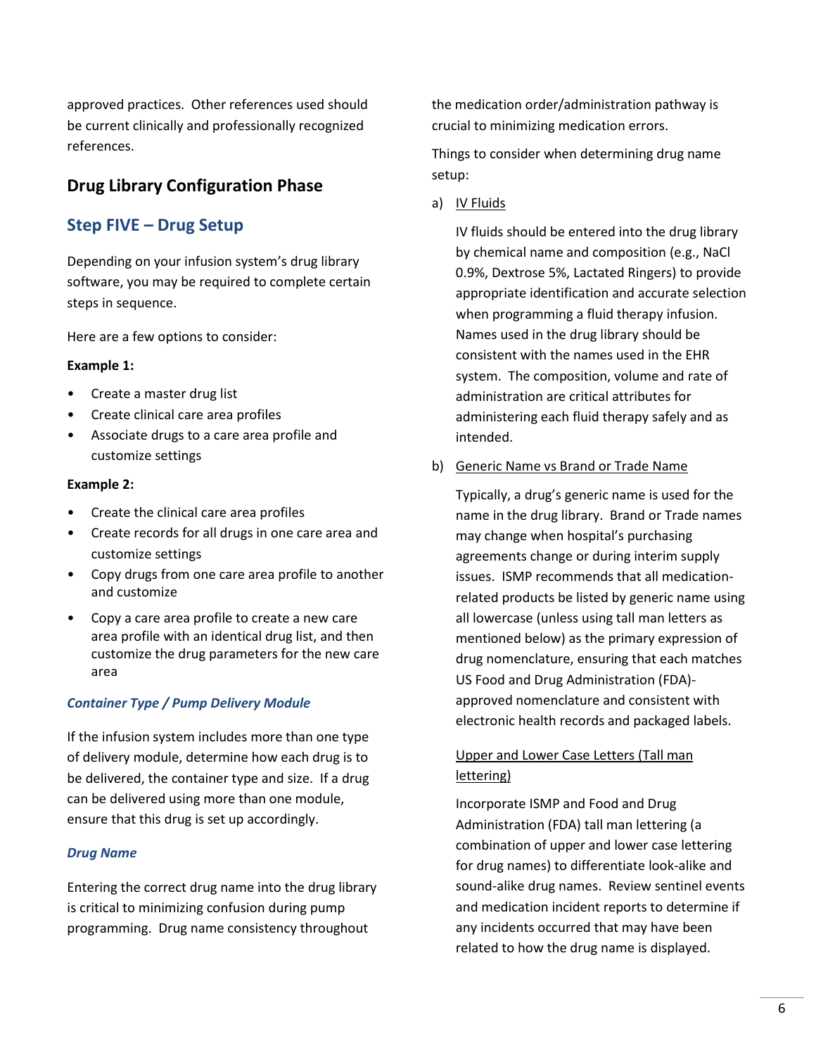approved practices. Other references used should be current clinically and professionally recognized references.

## Drug Library Configuration Phase

### Step FIVE – Drug Setup

Depending on your infusion system's drug library software, you may be required to complete certain steps in sequence.

Here are a few options to consider:

**Example 1:**

- Create a master drug list
- Create clinical care area profiles
- Associate drugs to a care area profile and customize settings

**Example 2:**

- Create the clinical care area profiles
- Create records for all drugs in one care area and customize settings
- Copy drugs from one care area profile to another and customize
- Copy a care area profile to create a new care area profile with an identical drug list, and then customize the drug parameters for the new care area

#### *Container Type / Pump Delivery Module*

If the infusion system includes more than one type of delivery module, determine how each drug is to be delivered, the container type and size. If a drug can be delivered using more than one module, ensure that this drug is set up accordingly.

#### *Drug Name*

Entering the correct drug name into the drug library is critical to minimizing confusion during pump programming. Drug name consistency throughout the medication order/administration pathway is crucial to minimizing medication errors.

Things to consider when determining drug name setup:

a) <u>IV Fluids</u>

IV fluids should be entered into the drug library by chemical name and composition (e.g., NaCl 0.9%, Dextrose 5%, Lactated Ringers) to provide appropriate identification and accurate selection when programming a fluid therapy infusion. Names used in the drug library should be consistent with the names used in the EHR system. The composition, volume and rate of administration are critical attributes for administering each fluid therapy safely and as intended.

b) <u>Generic Name vs Brand or Trade Name</u>

Typically, a drug's generic name is used for the name in the drug library. Brand or Trade names may change when hospital's purchasing agreements change or during interim supply issues. ISMP recommends that all medication-related products be listed by generic name using all lowercase (unless using tall man letters as mentioned below) as the primary expression of drug nomenclature, ensuring that each matches US Food and Drug Administration (FDA)-approved nomenclature and consistent with electronic health records and packaged labels.

<u>Upper and Lower Case Letters (Tall man lettering)</u>

Incorporate ISMP and Food and Drug Administration (FDA) tall man lettering (a combination of upper and lower case lettering for drug names) to differentiate look-alike and sound-alike drug names. Review sentinel events and medication incident reports to determine if any incidents occurred that may have been related to how the drug name is displayed.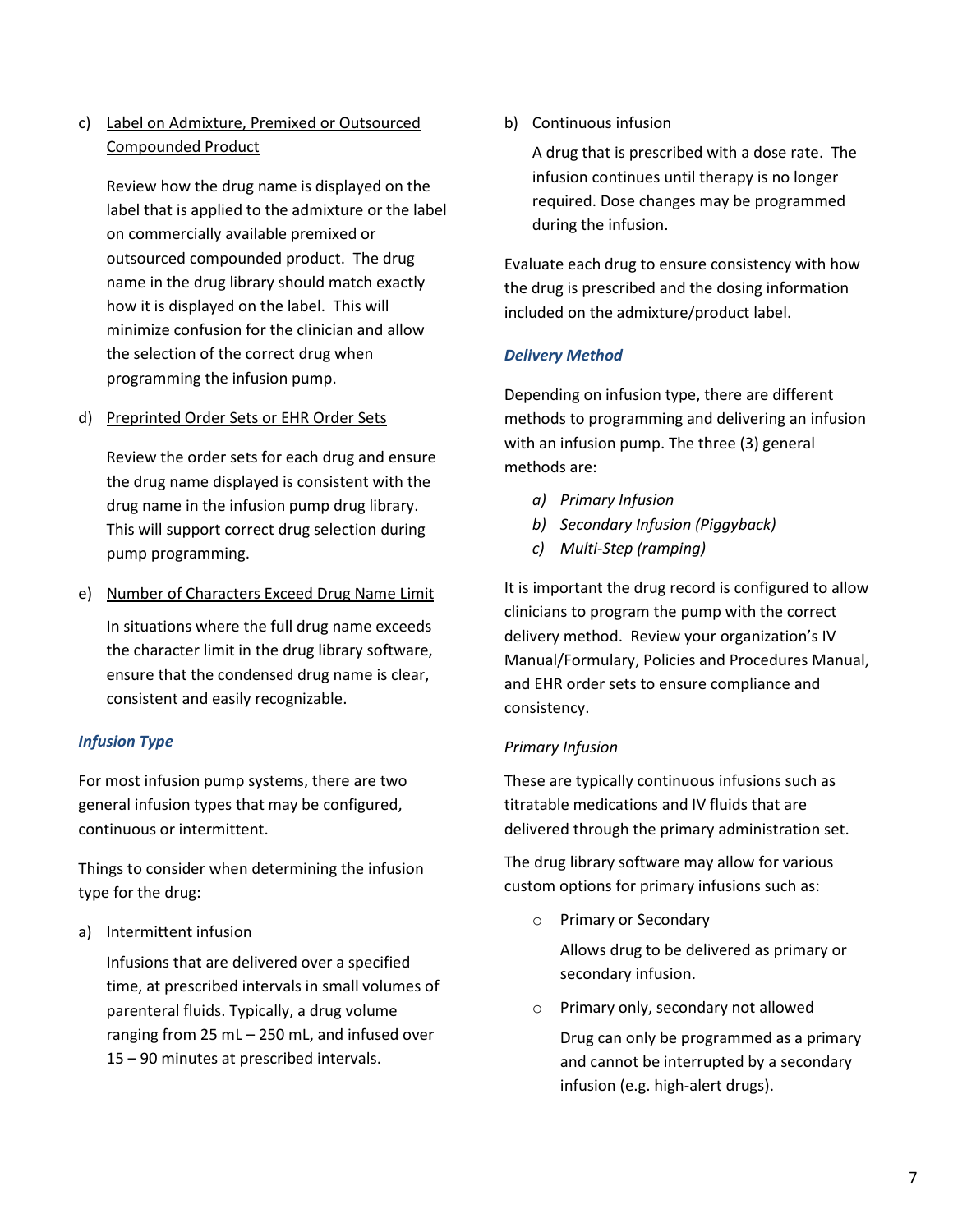c) <u>Label on Admixture, Premixed or Outsourced Compounded Product</u>

Review how the drug name is displayed on the label that is applied to the admixture or the label on commercially available premixed or outsourced compounded product. The drug name in the drug library should match exactly how it is displayed on the label. This will minimize confusion for the clinician and allow the selection of the correct drug when programming the infusion pump.

d) <u>Preprinted Order Sets or EHR Order Sets</u>

Review the order sets for each drug and ensure the drug name displayed is consistent with the drug name in the infusion pump drug library. This will support correct drug selection during pump programming.

e) <u>Number of Characters Exceed Drug Name Limit</u>

In situations where the full drug name exceeds the character limit in the drug library software, ensure that the condensed drug name is clear, consistent and easily recognizable.

### *Infusion Type*

For most infusion pump systems, there are two general infusion types that may be configured, continuous or intermittent.

Things to consider when determining the infusion type for the drug:

a) Intermittent infusion

Infusions that are delivered over a specified time, at prescribed intervals in small volumes of parenteral fluids. Typically, a drug volume ranging from 25 mL – 250 mL, and infused over 15 – 90 minutes at prescribed intervals.

b) Continuous infusion

A drug that is prescribed with a dose rate. The infusion continues until therapy is no longer required. Dose changes may be programmed during the infusion.

Evaluate each drug to ensure consistency with how the drug is prescribed and the dosing information included on the admixture/product label.

### *Delivery Method*

Depending on infusion type, there are different methods to programming and delivering an infusion with an infusion pump. The three (3) general methods are:

*a) Primary Infusion*
*b) Secondary Infusion (Piggyback)*
*c) Multi-Step (ramping)*

It is important the drug record is configured to allow clinicians to program the pump with the correct delivery method. Review your organization's IV Manual/Formulary, Policies and Procedures Manual, and EHR order sets to ensure compliance and consistency.

*Primary Infusion*

These are typically continuous infusions such as titratable medications and IV fluids that are delivered through the primary administration set.

The drug library software may allow for various custom options for primary infusions such as:

- Primary or Secondary

  Allows drug to be delivered as primary or secondary infusion.

- Primary only, secondary not allowed

  Drug can only be programmed as a primary and cannot be interrupted by a secondary infusion (e.g. high-alert drugs).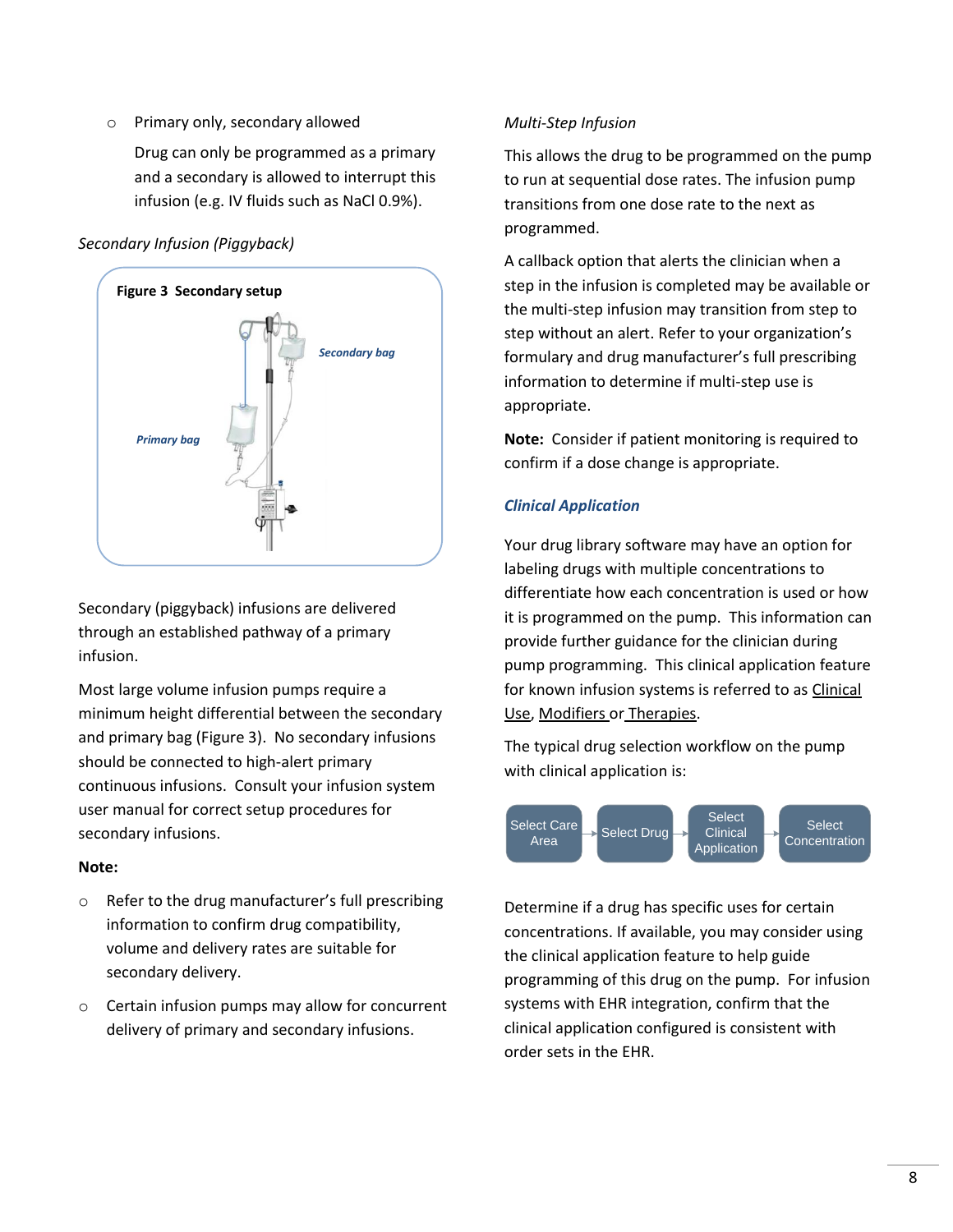- Primary only, secondary allowed

  Drug can only be programmed as a primary and a secondary is allowed to interrupt this infusion (e.g. IV fluids such as NaCl 0.9%).

*Secondary Infusion (Piggyback)*

**Figure 3 Secondary setup**

Secondary bag

Primary bag

Secondary (piggyback) infusions are delivered through an established pathway of a primary infusion.

Most large volume infusion pumps require a minimum height differential between the secondary and primary bag (Figure 3). No secondary infusions should be connected to high-alert primary continuous infusions. Consult your infusion system user manual for correct setup procedures for secondary infusions.

**Note:**

- Refer to the drug manufacturer's full prescribing information to confirm drug compatibility, volume and delivery rates are suitable for secondary delivery.
- Certain infusion pumps may allow for concurrent delivery of primary and secondary infusions.

*Multi-Step Infusion*

This allows the drug to be programmed on the pump to run at sequential dose rates. The infusion pump transitions from one dose rate to the next as programmed.

A callback option that alerts the clinician when a step in the infusion is completed may be available or the multi-step infusion may transition from step to step without an alert. Refer to your organization's formulary and drug manufacturer's full prescribing information to determine if multi-step use is appropriate.

**Note:** Consider if patient monitoring is required to confirm if a dose change is appropriate.

### *Clinical Application*

Your drug library software may have an option for labeling drugs with multiple concentrations to differentiate how each concentration is used or how it is programmed on the pump. This information can provide further guidance for the clinician during pump programming. This clinical application feature for known infusion systems is referred to as Clinical Use, Modifiers or Therapies.

The typical drug selection workflow on the pump with clinical application is:

Select Care Area → Select Drug → Select Clinical Application → Select Concentration

Determine if a drug has specific uses for certain concentrations. If available, you may consider using the clinical application feature to help guide programming of this drug on the pump. For infusion systems with EHR integration, confirm that the clinical application configured is consistent with order sets in the EHR.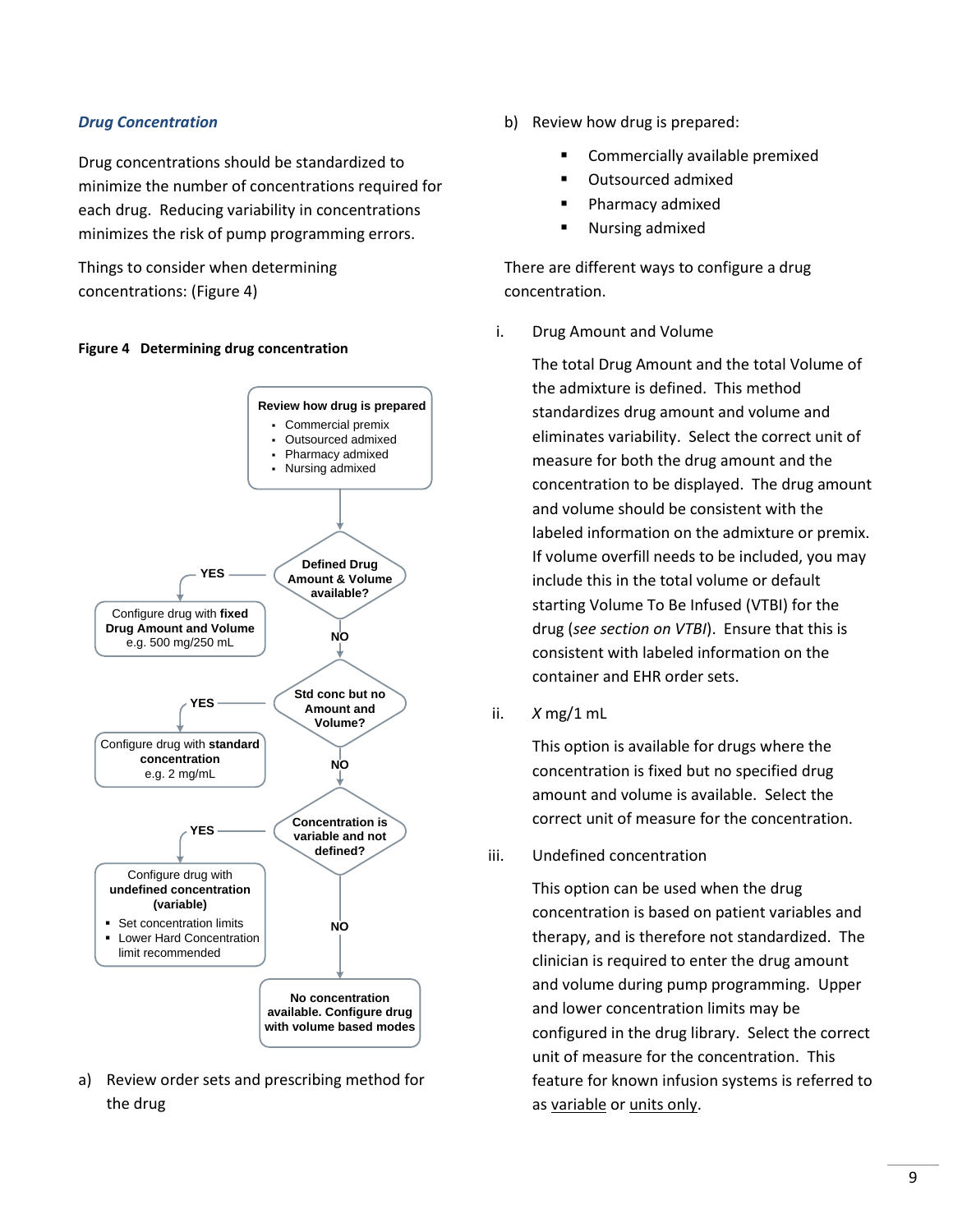### *Drug Concentration*

Drug concentrations should be standardized to minimize the number of concentrations required for each drug. Reducing variability in concentrations minimizes the risk of pump programming errors.

Things to consider when determining concentrations: (Figure 4)

**Figure 4 Determining drug concentration**

**Review how drug is prepared**
- Commercial premix
- Outsourced admixed
- Pharmacy admixed
- Nursing admixed

**Defined Drug Amount & Volume available?**
- **YES** → Configure drug with **fixed Drug Amount and Volume** e.g. 500 mg/250 mL
- **NO** → **Std conc but no Amount and Volume?**
  - **YES** → Configure drug with **standard concentration** e.g. 2 mg/mL
  - **NO** → **Concentration is variable and not defined?**
    - **YES** → Configure drug with **undefined concentration (variable)**
      - Set concentration limits
      - Lower Hard Concentration limit recommended
    - **NO** → **No concentration available. Configure drug with volume based modes**

a) Review order sets and prescribing method for the drug

b) Review how drug is prepared:

- Commercially available premixed
- Outsourced admixed
- Pharmacy admixed
- Nursing admixed

There are different ways to configure a drug concentration.

i. Drug Amount and Volume

The total Drug Amount and the total Volume of the admixture is defined. This method standardizes drug amount and volume and eliminates variability. Select the correct unit of measure for both the drug amount and the concentration to be displayed. The drug amount and volume should be consistent with the labeled information on the admixture or premix. If volume overfill needs to be included, you may include this in the total volume or default starting Volume To Be Infused (VTBI) for the drug (*see section on VTBI*). Ensure that this is consistent with labeled information on the container and EHR order sets.

ii. *X* mg/1 mL

This option is available for drugs where the concentration is fixed but no specified drug amount and volume is available. Select the correct unit of measure for the concentration.

iii. Undefined concentration

This option can be used when the drug concentration is based on patient variables and therapy, and is therefore not standardized. The clinician is required to enter the drug amount and volume during pump programming. Upper and lower concentration limits may be configured in the drug library. Select the correct unit of measure for the concentration. This feature for known infusion systems is referred to as <u>variable</u> or <u>units only</u>.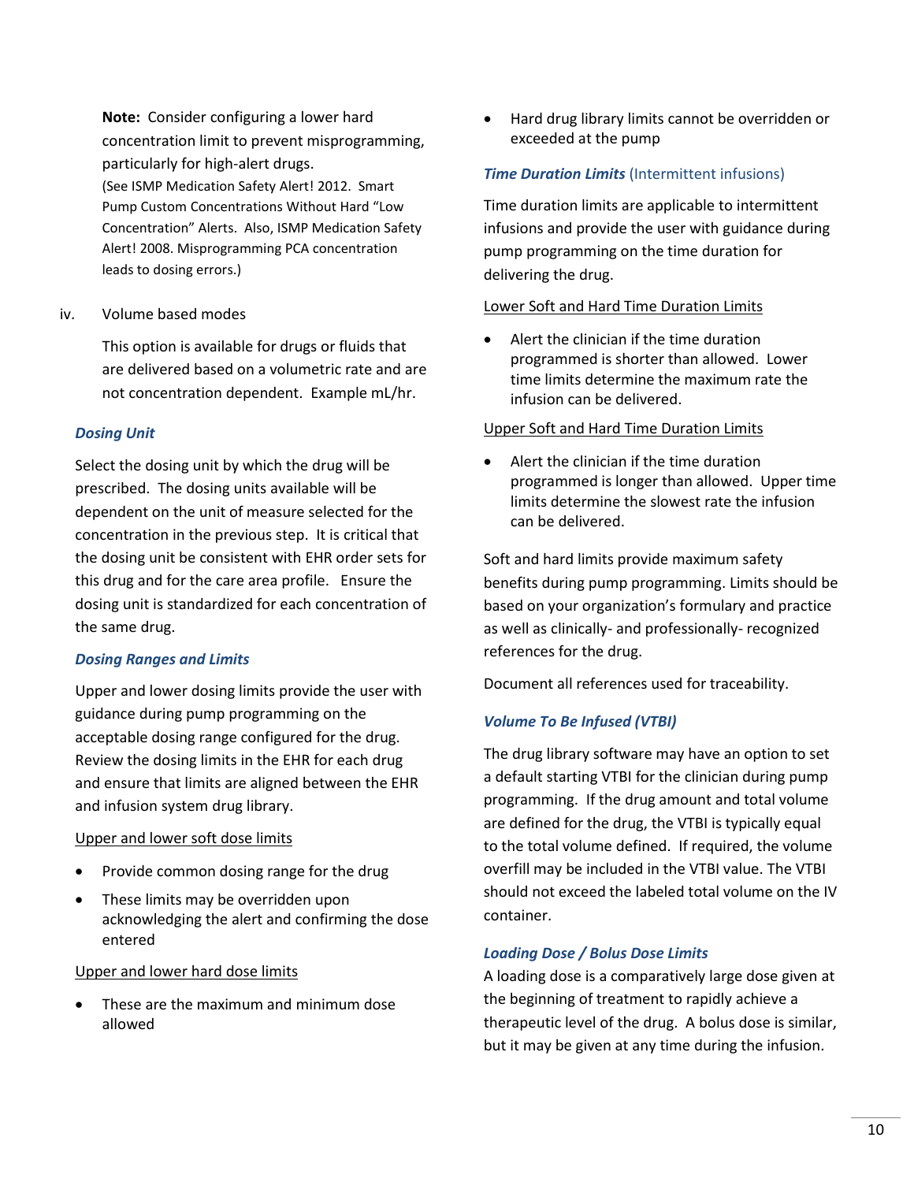**Note:** Consider configuring a lower hard concentration limit to prevent misprogramming, particularly for high-alert drugs. (See ISMP Medication Safety Alert! 2012. Smart Pump Custom Concentrations Without Hard "Low Concentration" Alerts. Also, ISMP Medication Safety Alert! 2008. Misprogramming PCA concentration leads to dosing errors.)

iv. Volume based modes

This option is available for drugs or fluids that are delivered based on a volumetric rate and are not concentration dependent. Example mL/hr.

***Dosing Unit***

Select the dosing unit by which the drug will be prescribed. The dosing units available will be dependent on the unit of measure selected for the concentration in the previous step. It is critical that the dosing unit be consistent with EHR order sets for this drug and for the care area profile. Ensure the dosing unit is standardized for each concentration of the same drug.

***Dosing Ranges and Limits***

Upper and lower dosing limits provide the user with guidance during pump programming on the acceptable dosing range configured for the drug. Review the dosing limits in the EHR for each drug and ensure that limits are aligned between the EHR and infusion system drug library.

<u>Upper and lower soft dose limits</u>

- Provide common dosing range for the drug
- These limits may be overridden upon acknowledging the alert and confirming the dose entered

<u>Upper and lower hard dose limits</u>

- These are the maximum and minimum dose allowed
- Hard drug library limits cannot be overridden or exceeded at the pump

***Time Duration Limits*** (Intermittent infusions)

Time duration limits are applicable to intermittent infusions and provide the user with guidance during pump programming on the time duration for delivering the drug.

<u>Lower Soft and Hard Time Duration Limits</u>

- Alert the clinician if the time duration programmed is shorter than allowed. Lower time limits determine the maximum rate the infusion can be delivered.

<u>Upper Soft and Hard Time Duration Limits</u>

- Alert the clinician if the time duration programmed is longer than allowed. Upper time limits determine the slowest rate the infusion can be delivered.

Soft and hard limits provide maximum safety benefits during pump programming. Limits should be based on your organization's formulary and practice as well as clinically- and professionally- recognized references for the drug.

Document all references used for traceability.

***Volume To Be Infused (VTBI)***

The drug library software may have an option to set a default starting VTBI for the clinician during pump programming. If the drug amount and total volume are defined for the drug, the VTBI is typically equal to the total volume defined. If required, the volume overfill may be included in the VTBI value. The VTBI should not exceed the labeled total volume on the IV container.

***Loading Dose / Bolus Dose Limits***

A loading dose is a comparatively large dose given at the beginning of treatment to rapidly achieve a therapeutic level of the drug. A bolus dose is similar, but it may be given at any time during the infusion.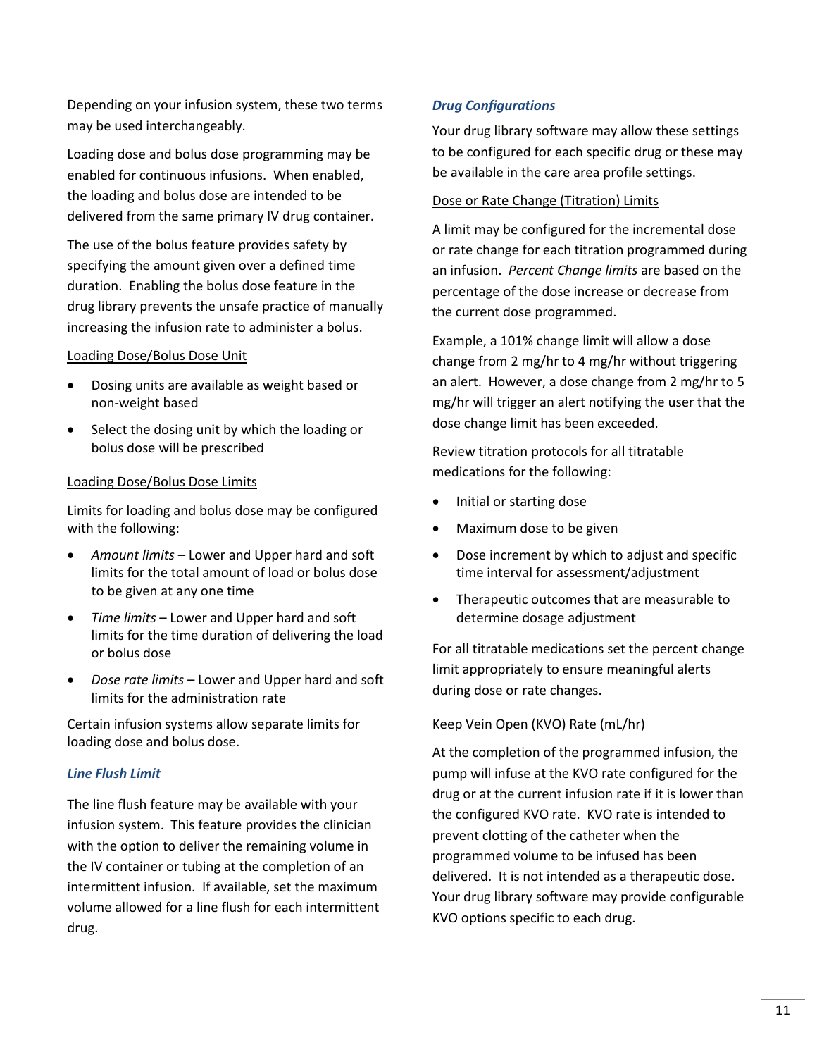Depending on your infusion system, these two terms may be used interchangeably.

Loading dose and bolus dose programming may be enabled for continuous infusions. When enabled, the loading and bolus dose are intended to be delivered from the same primary IV drug container.

The use of the bolus feature provides safety by specifying the amount given over a defined time duration. Enabling the bolus dose feature in the drug library prevents the unsafe practice of manually increasing the infusion rate to administer a bolus.

<u>Loading Dose/Bolus Dose Unit</u>

- Dosing units are available as weight based or non-weight based
- Select the dosing unit by which the loading or bolus dose will be prescribed

<u>Loading Dose/Bolus Dose Limits</u>

Limits for loading and bolus dose may be configured with the following:

- *Amount limits* – Lower and Upper hard and soft limits for the total amount of load or bolus dose to be given at any one time
- *Time limits* – Lower and Upper hard and soft limits for the time duration of delivering the load or bolus dose
- *Dose rate limits* – Lower and Upper hard and soft limits for the administration rate

Certain infusion systems allow separate limits for loading dose and bolus dose.

### *Line Flush Limit*

The line flush feature may be available with your infusion system. This feature provides the clinician with the option to deliver the remaining volume in the IV container or tubing at the completion of an intermittent infusion. If available, set the maximum volume allowed for a line flush for each intermittent drug.

### *Drug Configurations*

Your drug library software may allow these settings to be configured for each specific drug or these may be available in the care area profile settings.

<u>Dose or Rate Change (Titration) Limits</u>

A limit may be configured for the incremental dose or rate change for each titration programmed during an infusion. *Percent Change limits* are based on the percentage of the dose increase or decrease from the current dose programmed.

Example, a 101% change limit will allow a dose change from 2 mg/hr to 4 mg/hr without triggering an alert. However, a dose change from 2 mg/hr to 5 mg/hr will trigger an alert notifying the user that the dose change limit has been exceeded.

Review titration protocols for all titratable medications for the following:

- Initial or starting dose
- Maximum dose to be given
- Dose increment by which to adjust and specific time interval for assessment/adjustment
- Therapeutic outcomes that are measurable to determine dosage adjustment

For all titratable medications set the percent change limit appropriately to ensure meaningful alerts during dose or rate changes.

<u>Keep Vein Open (KVO) Rate (mL/hr)</u>

At the completion of the programmed infusion, the pump will infuse at the KVO rate configured for the drug or at the current infusion rate if it is lower than the configured KVO rate. KVO rate is intended to prevent clotting of the catheter when the programmed volume to be infused has been delivered. It is not intended as a therapeutic dose. Your drug library software may provide configurable KVO options specific to each drug.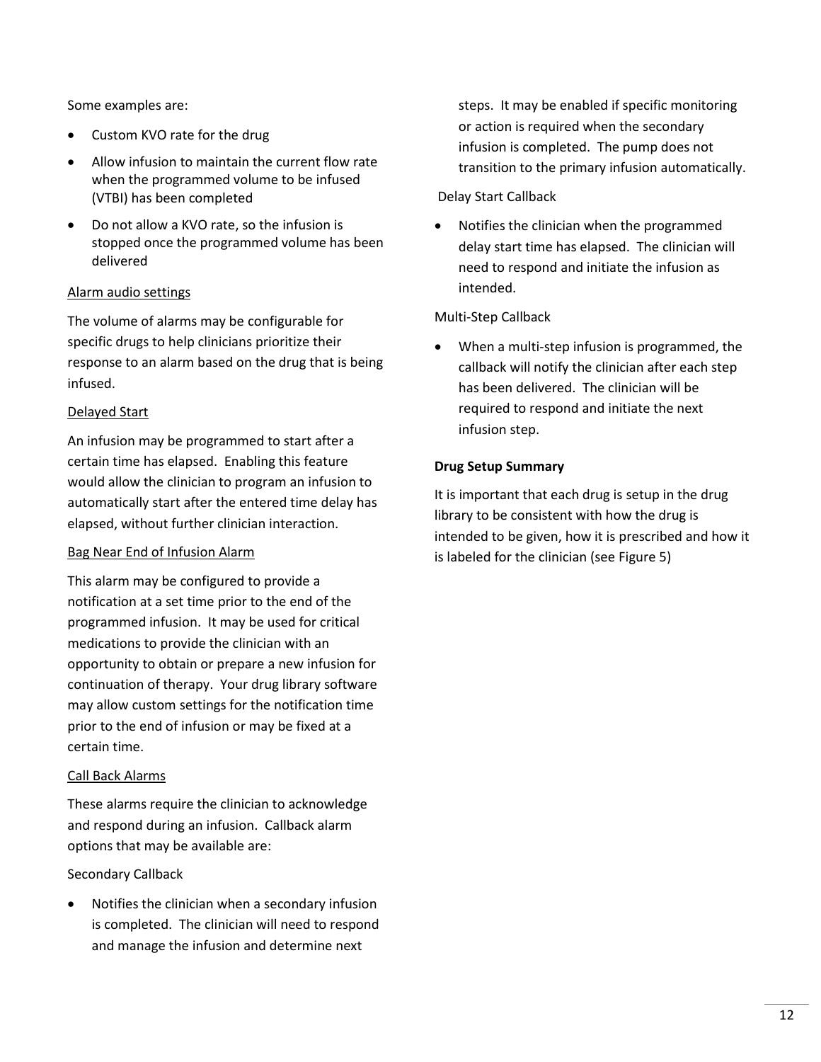Some examples are:

- Custom KVO rate for the drug
- Allow infusion to maintain the current flow rate when the programmed volume to be infused (VTBI) has been completed
- Do not allow a KVO rate, so the infusion is stopped once the programmed volume has been delivered

<u>Alarm audio settings</u>

The volume of alarms may be configurable for specific drugs to help clinicians prioritize their response to an alarm based on the drug that is being infused.

<u>Delayed Start</u>

An infusion may be programmed to start after a certain time has elapsed. Enabling this feature would allow the clinician to program an infusion to automatically start after the entered time delay has elapsed, without further clinician interaction.

<u>Bag Near End of Infusion Alarm</u>

This alarm may be configured to provide a notification at a set time prior to the end of the programmed infusion. It may be used for critical medications to provide the clinician with an opportunity to obtain or prepare a new infusion for continuation of therapy. Your drug library software may allow custom settings for the notification time prior to the end of infusion or may be fixed at a certain time.

<u>Call Back Alarms</u>

These alarms require the clinician to acknowledge and respond during an infusion. Callback alarm options that may be available are:

Secondary Callback

- Notifies the clinician when a secondary infusion is completed. The clinician will need to respond and manage the infusion and determine next steps. It may be enabled if specific monitoring or action is required when the secondary infusion is completed. The pump does not transition to the primary infusion automatically.

Delay Start Callback

- Notifies the clinician when the programmed delay start time has elapsed. The clinician will need to respond and initiate the infusion as intended.

Multi-Step Callback

- When a multi-step infusion is programmed, the callback will notify the clinician after each step has been delivered. The clinician will be required to respond and initiate the next infusion step.

**Drug Setup Summary**

It is important that each drug is setup in the drug library to be consistent with how the drug is intended to be given, how it is prescribed and how it is labeled for the clinician (see Figure 5)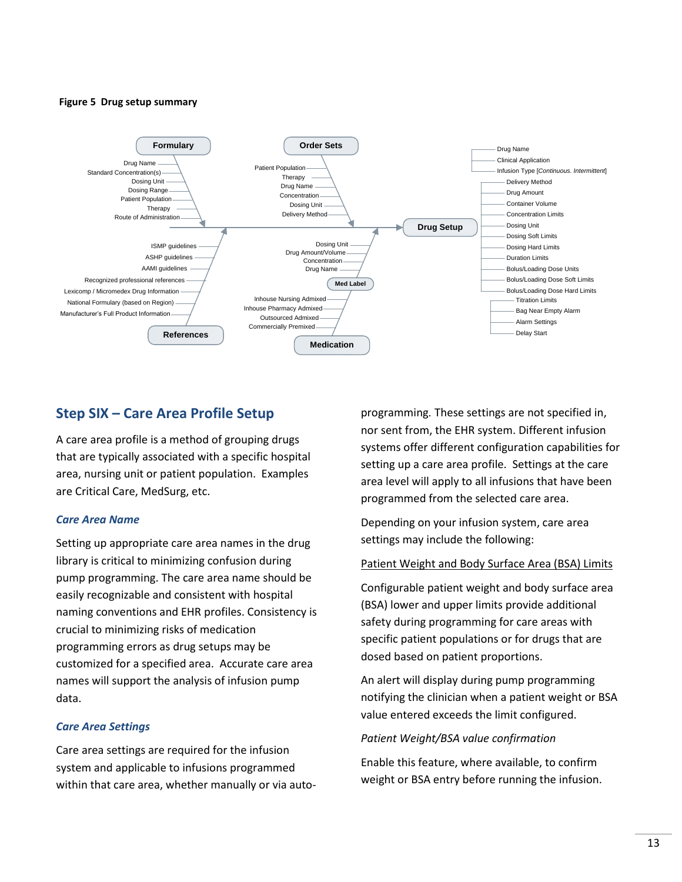**Figure 5 Drug setup summary**

**Formulary**
- Drug Name
- Standard Concentration(s)
- Dosing Unit
- Dosing Range
- Patient Population
- Therapy
- Route of Administration

**Order Sets**
- Patient Population
- Therapy
- Drug Name
- Concentration
- Dosing Unit
- Delivery Method

**References**
- ISMP guidelines
- ASHP guidelines
- AAMI guidelines
- Recognized professional references
- Lexicomp / Micromedex Drug Information
- National Formulary (based on Region)
- Manufacturer's Full Product Information

**Medication**
- Med Label
  - Dosing Unit
  - Drug Amount/Volume
  - Concentration
  - Drug Name
- Inhouse Nursing Admixed
- Inhouse Pharmacy Admixed
- Outsourced Admixed
- Commercially Premixed

**Drug Setup**
- Drug Name
- Clinical Application
- Infusion Type [*Continuous. Intermittent*]
  - Delivery Method
  - Drug Amount
  - Container Volume
  - Concentration Limits
  - Dosing Unit
  - Dosing Soft Limits
  - Dosing Hard Limits
  - Duration Limits
  - Bolus/Loading Dose Units
  - Bolus/Loading Dose Soft Limits
  - Bolus/Loading Dose Hard Limits
    - Titration Limits
    - Bag Near Empty Alarm
    - Alarm Settings
    - Delay Start

## Step SIX – Care Area Profile Setup

A care area profile is a method of grouping drugs that are typically associated with a specific hospital area, nursing unit or patient population. Examples are Critical Care, MedSurg, etc.

### *Care Area Name*

Setting up appropriate care area names in the drug library is critical to minimizing confusion during pump programming. The care area name should be easily recognizable and consistent with hospital naming conventions and EHR profiles. Consistency is crucial to minimizing risks of medication programming errors as drug setups may be customized for a specified area. Accurate care area names will support the analysis of infusion pump data.

### *Care Area Settings*

Care area settings are required for the infusion system and applicable to infusions programmed within that care area, whether manually or via auto-programming. These settings are not specified in, nor sent from, the EHR system. Different infusion systems offer different configuration capabilities for setting up a care area profile. Settings at the care area level will apply to all infusions that have been programmed from the selected care area.

Depending on your infusion system, care area settings may include the following:

<u>Patient Weight and Body Surface Area (BSA) Limits</u>

Configurable patient weight and body surface area (BSA) lower and upper limits provide additional safety during programming for care areas with specific patient populations or for drugs that are dosed based on patient proportions.

An alert will display during pump programming notifying the clinician when a patient weight or BSA value entered exceeds the limit configured.

*Patient Weight/BSA value confirmation*

Enable this feature, where available, to confirm weight or BSA entry before running the infusion.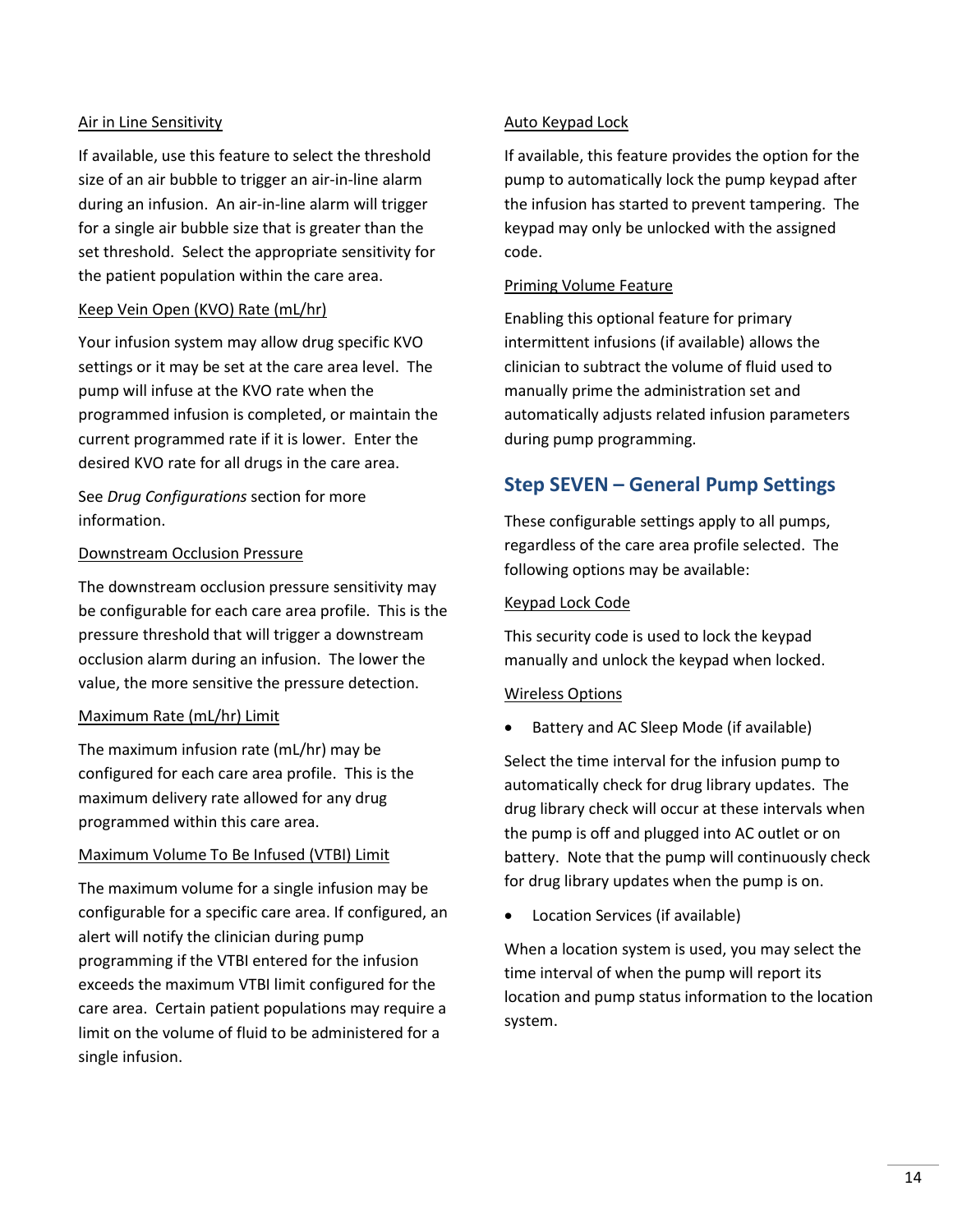Air in Line Sensitivity

If available, use this feature to select the threshold size of an air bubble to trigger an air-in-line alarm during an infusion. An air-in-line alarm will trigger for a single air bubble size that is greater than the set threshold. Select the appropriate sensitivity for the patient population within the care area.

Keep Vein Open (KVO) Rate (mL/hr)

Your infusion system may allow drug specific KVO settings or it may be set at the care area level. The pump will infuse at the KVO rate when the programmed infusion is completed, or maintain the current programmed rate if it is lower. Enter the desired KVO rate for all drugs in the care area.

See *Drug Configurations* section for more information.

Downstream Occlusion Pressure

The downstream occlusion pressure sensitivity may be configurable for each care area profile. This is the pressure threshold that will trigger a downstream occlusion alarm during an infusion. The lower the value, the more sensitive the pressure detection.

Maximum Rate (mL/hr) Limit

The maximum infusion rate (mL/hr) may be configured for each care area profile. This is the maximum delivery rate allowed for any drug programmed within this care area.

Maximum Volume To Be Infused (VTBI) Limit

The maximum volume for a single infusion may be configurable for a specific care area. If configured, an alert will notify the clinician during pump programming if the VTBI entered for the infusion exceeds the maximum VTBI limit configured for the care area. Certain patient populations may require a limit on the volume of fluid to be administered for a single infusion.

Auto Keypad Lock

If available, this feature provides the option for the pump to automatically lock the pump keypad after the infusion has started to prevent tampering. The keypad may only be unlocked with the assigned code.

Priming Volume Feature

Enabling this optional feature for primary intermittent infusions (if available) allows the clinician to subtract the volume of fluid used to manually prime the administration set and automatically adjusts related infusion parameters during pump programming.

## Step SEVEN – General Pump Settings

These configurable settings apply to all pumps, regardless of the care area profile selected. The following options may be available:

Keypad Lock Code

This security code is used to lock the keypad manually and unlock the keypad when locked.

Wireless Options

- Battery and AC Sleep Mode (if available)

Select the time interval for the infusion pump to automatically check for drug library updates. The drug library check will occur at these intervals when the pump is off and plugged into AC outlet or on battery. Note that the pump will continuously check for drug library updates when the pump is on.

- Location Services (if available)

When a location system is used, you may select the time interval of when the pump will report its location and pump status information to the location system.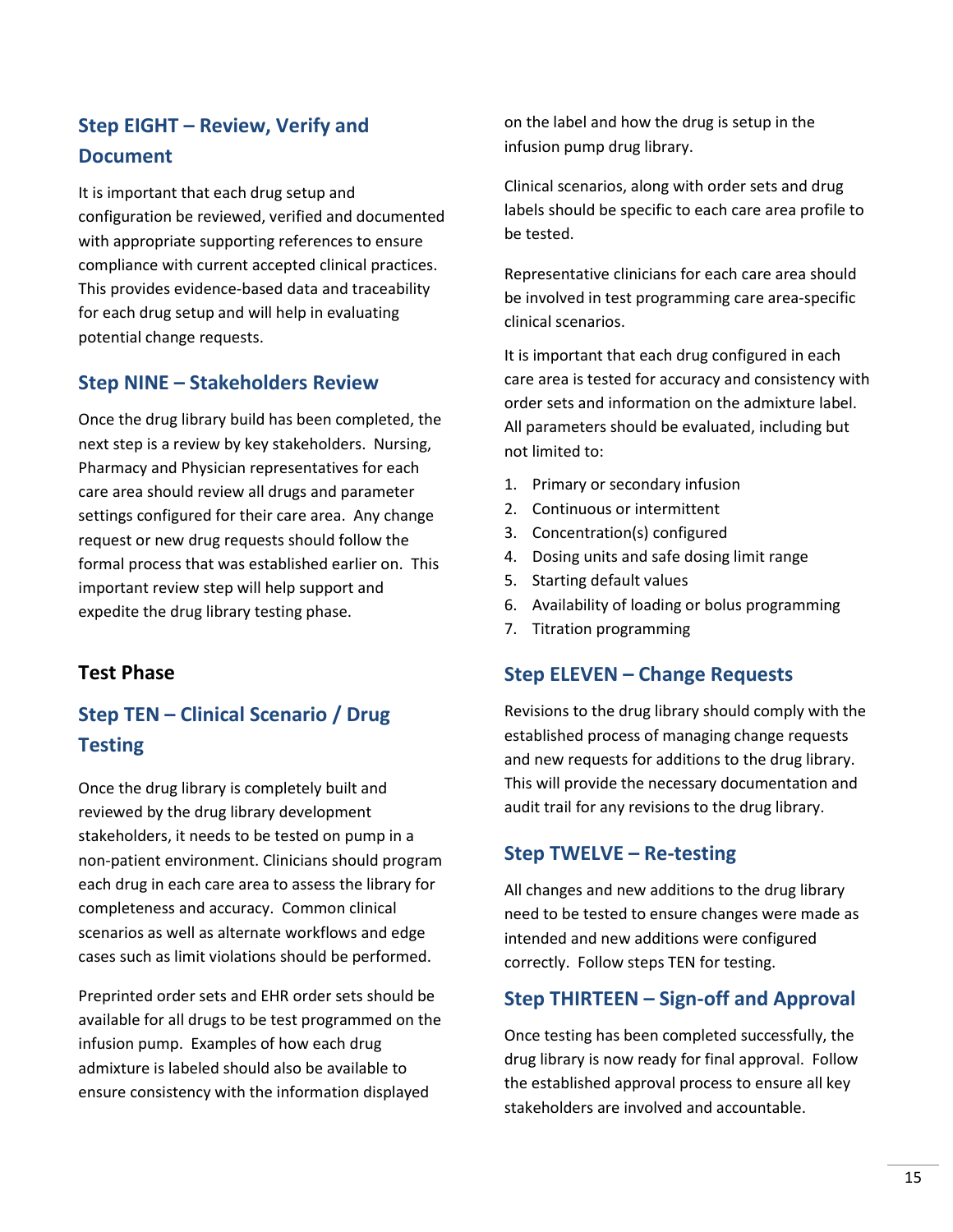## Step EIGHT – Review, Verify and Document

It is important that each drug setup and configuration be reviewed, verified and documented with appropriate supporting references to ensure compliance with current accepted clinical practices. This provides evidence-based data and traceability for each drug setup and will help in evaluating potential change requests.

## Step NINE – Stakeholders Review

Once the drug library build has been completed, the next step is a review by key stakeholders. Nursing, Pharmacy and Physician representatives for each care area should review all drugs and parameter settings configured for their care area. Any change request or new drug requests should follow the formal process that was established earlier on. This important review step will help support and expedite the drug library testing phase.

# Test Phase

## Step TEN – Clinical Scenario / Drug Testing

Once the drug library is completely built and reviewed by the drug library development stakeholders, it needs to be tested on pump in a non-patient environment. Clinicians should program each drug in each care area to assess the library for completeness and accuracy. Common clinical scenarios as well as alternate workflows and edge cases such as limit violations should be performed.

Preprinted order sets and EHR order sets should be available for all drugs to be test programmed on the infusion pump. Examples of how each drug admixture is labeled should also be available to ensure consistency with the information displayed on the label and how the drug is setup in the infusion pump drug library.

Clinical scenarios, along with order sets and drug labels should be specific to each care area profile to be tested.

Representative clinicians for each care area should be involved in test programming care area-specific clinical scenarios.

It is important that each drug configured in each care area is tested for accuracy and consistency with order sets and information on the admixture label. All parameters should be evaluated, including but not limited to:

1. Primary or secondary infusion
2. Continuous or intermittent
3. Concentration(s) configured
4. Dosing units and safe dosing limit range
5. Starting default values
6. Availability of loading or bolus programming
7. Titration programming

## Step ELEVEN – Change Requests

Revisions to the drug library should comply with the established process of managing change requests and new requests for additions to the drug library. This will provide the necessary documentation and audit trail for any revisions to the drug library.

## Step TWELVE – Re-testing

All changes and new additions to the drug library need to be tested to ensure changes were made as intended and new additions were configured correctly. Follow steps TEN for testing.

## Step THIRTEEN – Sign-off and Approval

Once testing has been completed successfully, the drug library is now ready for final approval. Follow the established approval process to ensure all key stakeholders are involved and accountable.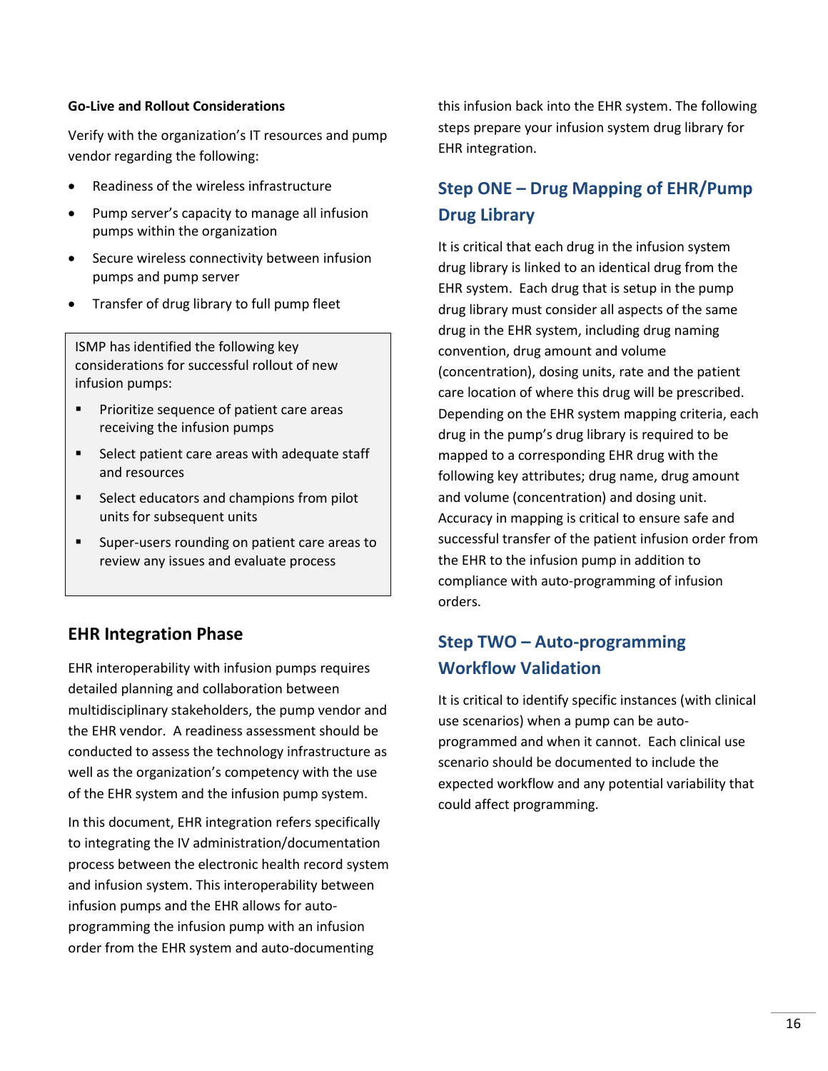**Go-Live and Rollout Considerations**

Verify with the organization's IT resources and pump vendor regarding the following:

- Readiness of the wireless infrastructure
- Pump server's capacity to manage all infusion pumps within the organization
- Secure wireless connectivity between infusion pumps and pump server
- Transfer of drug library to full pump fleet

> ISMP has identified the following key considerations for successful rollout of new infusion pumps:
>
> - Prioritize sequence of patient care areas receiving the infusion pumps
> - Select patient care areas with adequate staff and resources
> - Select educators and champions from pilot units for subsequent units
> - Super-users rounding on patient care areas to review any issues and evaluate process

## EHR Integration Phase

EHR interoperability with infusion pumps requires detailed planning and collaboration between multidisciplinary stakeholders, the pump vendor and the EHR vendor. A readiness assessment should be conducted to assess the technology infrastructure as well as the organization's competency with the use of the EHR system and the infusion pump system.

In this document, EHR integration refers specifically to integrating the IV administration/documentation process between the electronic health record system and infusion system. This interoperability between infusion pumps and the EHR allows for auto-programming the infusion pump with an infusion order from the EHR system and auto-documenting this infusion back into the EHR system. The following steps prepare your infusion system drug library for EHR integration.

### Step ONE – Drug Mapping of EHR/Pump Drug Library

It is critical that each drug in the infusion system drug library is linked to an identical drug from the EHR system. Each drug that is setup in the pump drug library must consider all aspects of the same drug in the EHR system, including drug naming convention, drug amount and volume (concentration), dosing units, rate and the patient care location of where this drug will be prescribed. Depending on the EHR system mapping criteria, each drug in the pump's drug library is required to be mapped to a corresponding EHR drug with the following key attributes; drug name, drug amount and volume (concentration) and dosing unit. Accuracy in mapping is critical to ensure safe and successful transfer of the patient infusion order from the EHR to the infusion pump in addition to compliance with auto-programming of infusion orders.

### Step TWO – Auto-programming Workflow Validation

It is critical to identify specific instances (with clinical use scenarios) when a pump can be auto-programmed and when it cannot. Each clinical use scenario should be documented to include the expected workflow and any potential variability that could affect programming.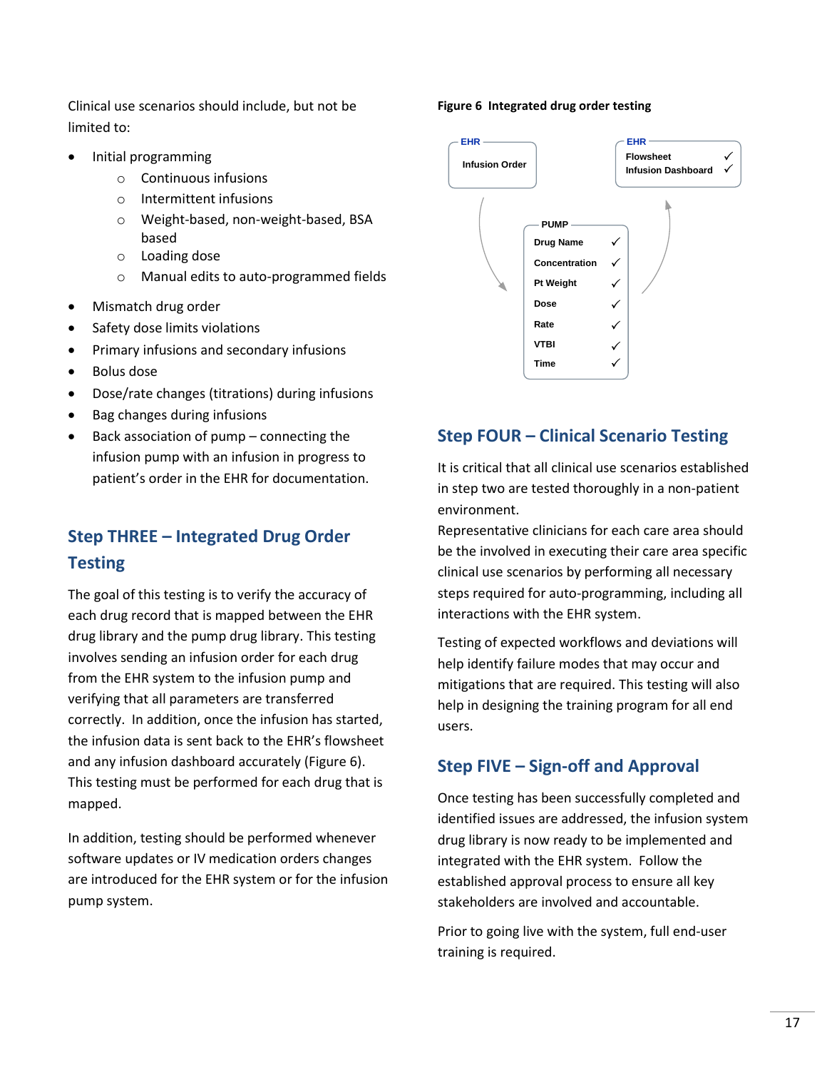Clinical use scenarios should include, but not be limited to:

- Initial programming
    - Continuous infusions
    - Intermittent infusions
    - Weight-based, non-weight-based, BSA based
    - Loading dose
    - Manual edits to auto-programmed fields
- Mismatch drug order
- Safety dose limits violations
- Primary infusions and secondary infusions
- Bolus dose
- Dose/rate changes (titrations) during infusions
- Bag changes during infusions
- Back association of pump – connecting the infusion pump with an infusion in progress to patient's order in the EHR for documentation.

## Step THREE – Integrated Drug Order Testing

The goal of this testing is to verify the accuracy of each drug record that is mapped between the EHR drug library and the pump drug library. This testing involves sending an infusion order for each drug from the EHR system to the infusion pump and verifying that all parameters are transferred correctly. In addition, once the infusion has started, the infusion data is sent back to the EHR's flowsheet and any infusion dashboard accurately (Figure 6). This testing must be performed for each drug that is mapped.

In addition, testing should be performed whenever software updates or IV medication orders changes are introduced for the EHR system or for the infusion pump system.

**Figure 6 Integrated drug order testing**

EHR: Infusion Order → PUMP: Drug Name ✓, Concentration ✓, Pt Weight ✓, Dose ✓, Rate ✓, VTBI ✓, Time ✓ → EHR: Flowsheet ✓, Infusion Dashboard ✓

## Step FOUR – Clinical Scenario Testing

It is critical that all clinical use scenarios established in step two are tested thoroughly in a non-patient environment.
Representative clinicians for each care area should be the involved in executing their care area specific clinical use scenarios by performing all necessary steps required for auto-programming, including all interactions with the EHR system.

Testing of expected workflows and deviations will help identify failure modes that may occur and mitigations that are required. This testing will also help in designing the training program for all end users.

## Step FIVE – Sign-off and Approval

Once testing has been successfully completed and identified issues are addressed, the infusion system drug library is now ready to be implemented and integrated with the EHR system. Follow the established approval process to ensure all key stakeholders are involved and accountable.

Prior to going live with the system, full end-user training is required.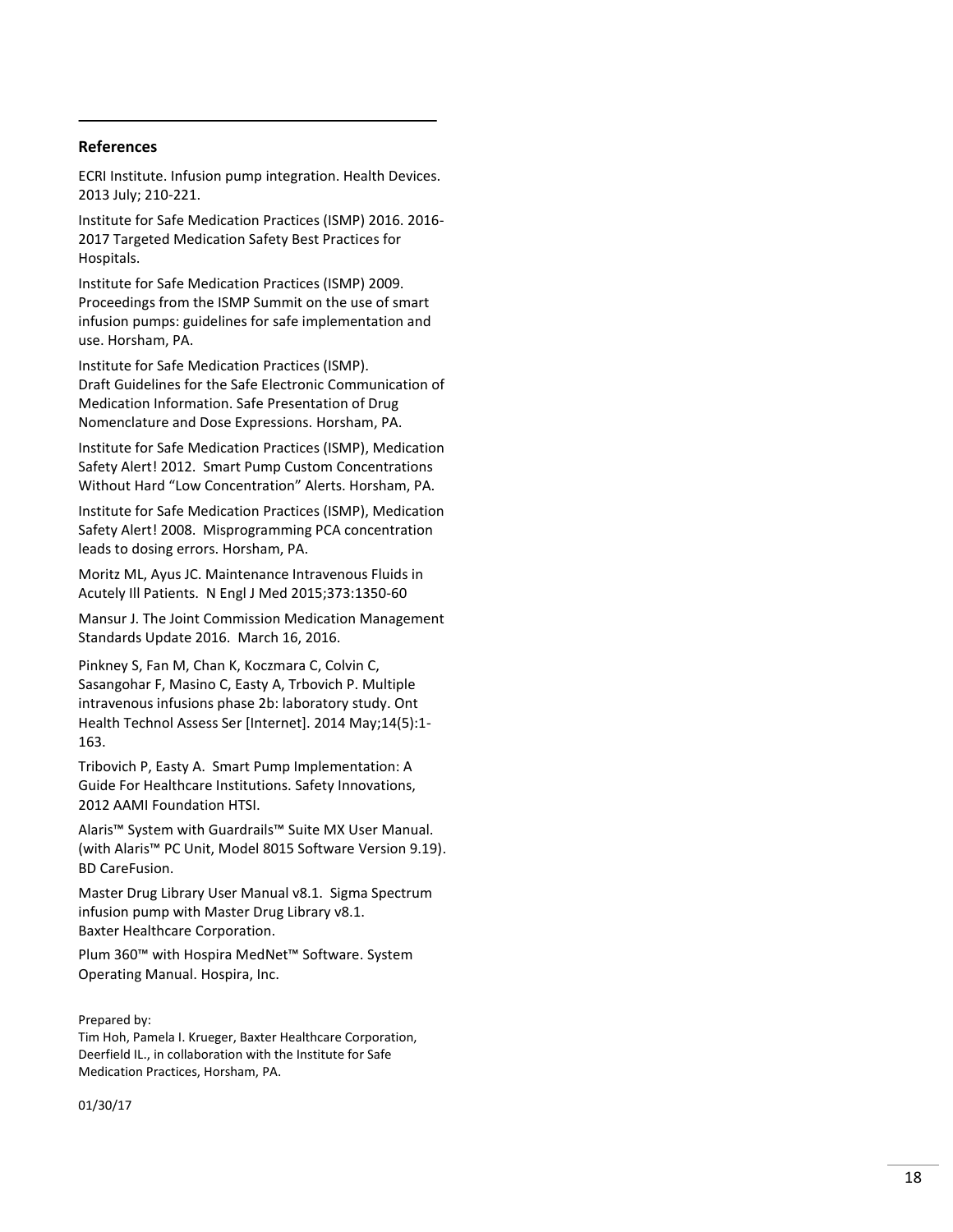## References

ECRI Institute. Infusion pump integration. Health Devices. 2013 July; 210-221.

Institute for Safe Medication Practices (ISMP) 2016. 2016-2017 Targeted Medication Safety Best Practices for Hospitals.

Institute for Safe Medication Practices (ISMP) 2009. Proceedings from the ISMP Summit on the use of smart infusion pumps: guidelines for safe implementation and use. Horsham, PA.

Institute for Safe Medication Practices (ISMP). Draft Guidelines for the Safe Electronic Communication of Medication Information. Safe Presentation of Drug Nomenclature and Dose Expressions. Horsham, PA.

Institute for Safe Medication Practices (ISMP), Medication Safety Alert! 2012. Smart Pump Custom Concentrations Without Hard “Low Concentration” Alerts. Horsham, PA.

Institute for Safe Medication Practices (ISMP), Medication Safety Alert! 2008. Misprogramming PCA concentration leads to dosing errors. Horsham, PA.

Moritz ML, Ayus JC. Maintenance Intravenous Fluids in Acutely Ill Patients. N Engl J Med 2015;373:1350-60

Mansur J. The Joint Commission Medication Management Standards Update 2016. March 16, 2016.

Pinkney S, Fan M, Chan K, Koczmara C, Colvin C, Sasangohar F, Masino C, Easty A, Trbovich P. Multiple intravenous infusions phase 2b: laboratory study. Ont Health Technol Assess Ser [Internet]. 2014 May;14(5):1-163.

Tribovich P, Easty A. Smart Pump Implementation: A Guide For Healthcare Institutions. Safety Innovations, 2012 AAMI Foundation HTSI.

Alaris™ System with Guardrails™ Suite MX User Manual. (with Alaris™ PC Unit, Model 8015 Software Version 9.19). BD CareFusion.

Master Drug Library User Manual v8.1. Sigma Spectrum infusion pump with Master Drug Library v8.1. Baxter Healthcare Corporation.

Plum 360™ with Hospira MedNet™ Software. System Operating Manual. Hospira, Inc.

Prepared by:
Tim Hoh, Pamela I. Krueger, Baxter Healthcare Corporation, Deerfield IL., in collaboration with the Institute for Safe Medication Practices, Horsham, PA.

01/30/17